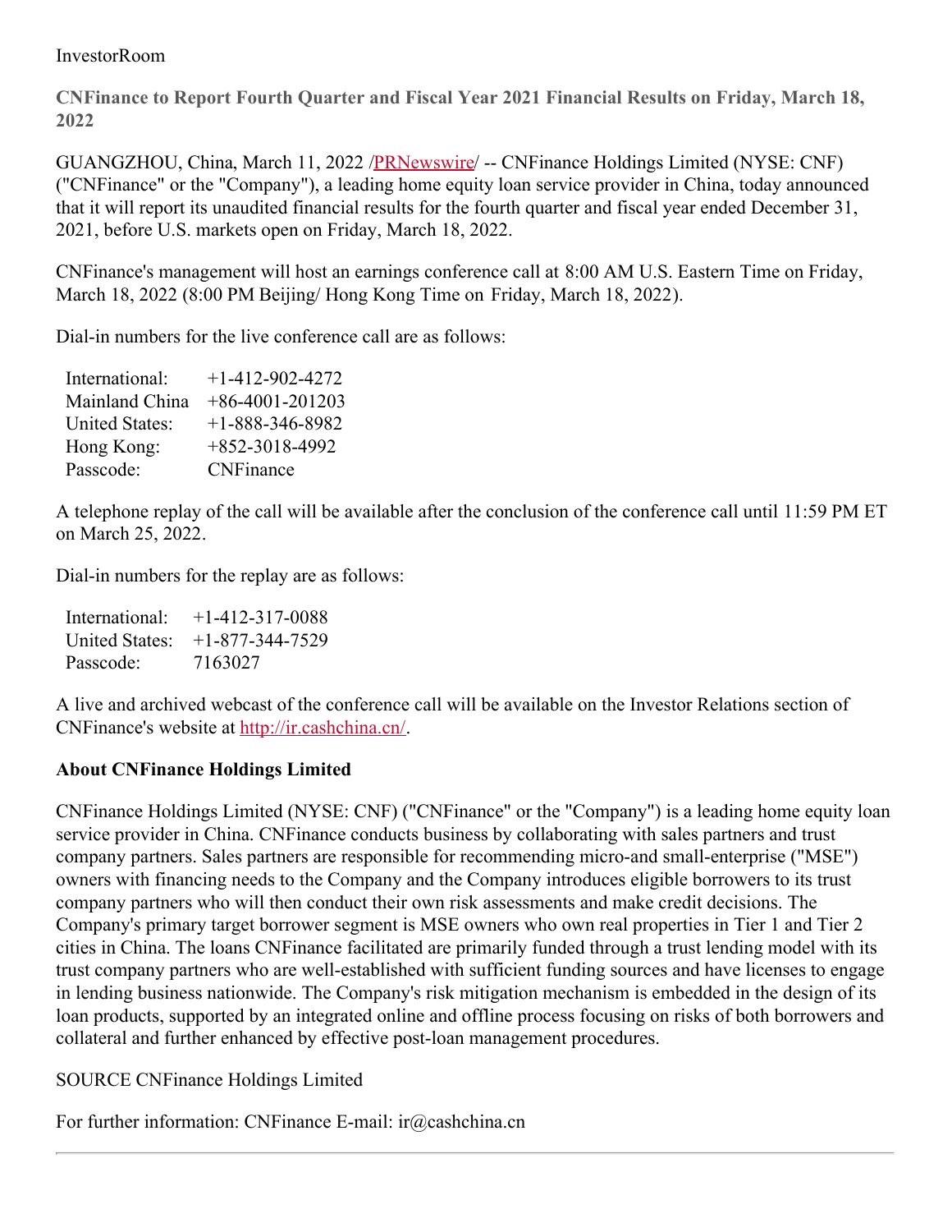InvestorRoom

# CNFinance to Report Fourth Quarter and Fiscal Year 2021 Financial Results on Friday, March 18, 2022

GUANGZHOU, China, March 11, 2022 /PRNewswire/ -- CNFinance Holdings Limited (NYSE: CNF) ("CNFinance" or the "Company"), a leading home equity loan service provider in China, today announced that it will report its unaudited financial results for the fourth quarter and fiscal year ended December 31, 2021, before U.S. markets open on Friday, March 18, 2022.

CNFinance's management will host an earnings conference call at 8:00 AM U.S. Eastern Time on Friday, March 18, 2022 (8:00 PM Beijing/ Hong Kong Time on Friday, March 18, 2022).

Dial-in numbers for the live conference call are as follows:

| | |
|---|---|
| International: | +1-412-902-4272 |
| Mainland China | +86-4001-201203 |
| United States: | +1-888-346-8982 |
| Hong Kong: | +852-3018-4992 |
| Passcode: | CNFinance |

A telephone replay of the call will be available after the conclusion of the conference call until 11:59 PM ET on March 25, 2022.

Dial-in numbers for the replay are as follows:

| | |
|---|---|
| International: | +1-412-317-0088 |
| United States: | +1-877-344-7529 |
| Passcode: | 7163027 |

A live and archived webcast of the conference call will be available on the Investor Relations section of CNFinance's website at http://ir.cashchina.cn/.

## About CNFinance Holdings Limited

CNFinance Holdings Limited (NYSE: CNF) ("CNFinance" or the "Company") is a leading home equity loan service provider in China. CNFinance conducts business by collaborating with sales partners and trust company partners. Sales partners are responsible for recommending micro-and small-enterprise ("MSE") owners with financing needs to the Company and the Company introduces eligible borrowers to its trust company partners who will then conduct their own risk assessments and make credit decisions. The Company's primary target borrower segment is MSE owners who own real properties in Tier 1 and Tier 2 cities in China. The loans CNFinance facilitated are primarily funded through a trust lending model with its trust company partners who are well-established with sufficient funding sources and have licenses to engage in lending business nationwide. The Company's risk mitigation mechanism is embedded in the design of its loan products, supported by an integrated online and offline process focusing on risks of both borrowers and collateral and further enhanced by effective post-loan management procedures.

SOURCE CNFinance Holdings Limited

For further information: CNFinance E-mail: ir@cashchina.cn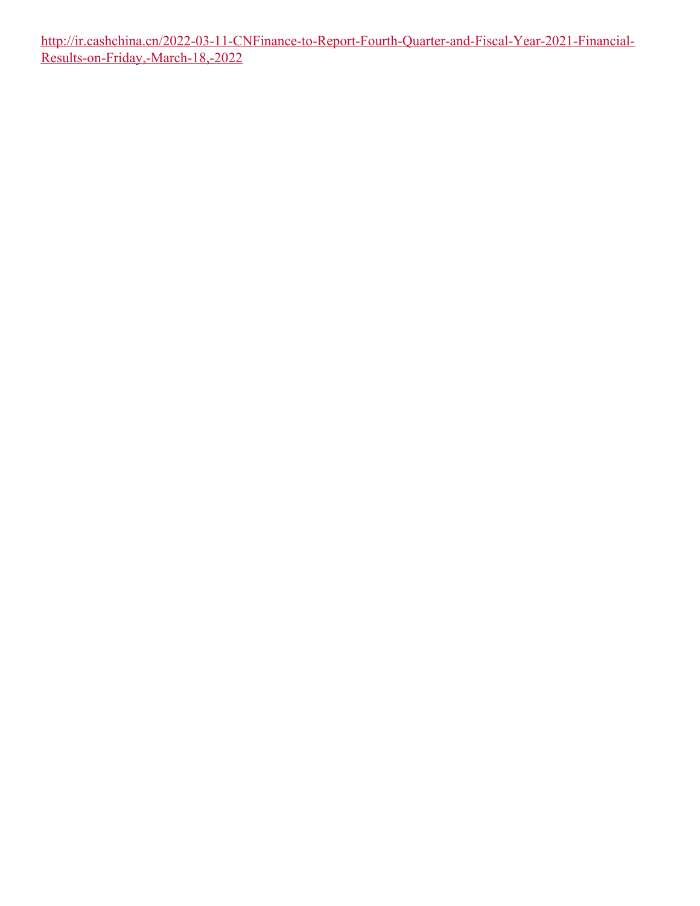http://ir.cashchina.cn/2022-03-11-CNFinance-to-Report-Fourth-Quarter-and-Fiscal-Year-2021-Financial-Results-on-Friday,-March-18,-2022